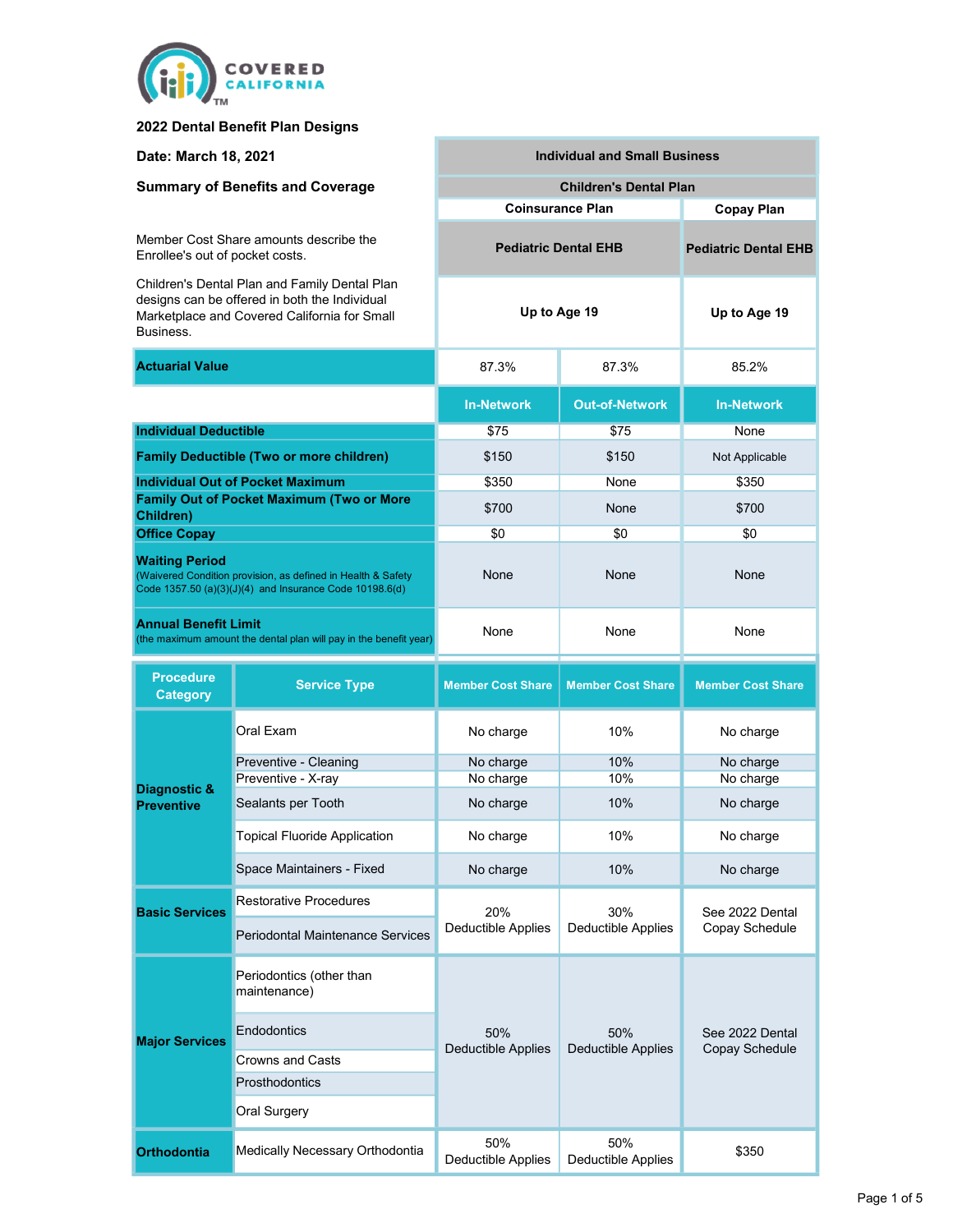COVERED CALIFORNIA™

**2022 Dental Benefit Plan Designs**

**Date: March 18, 2021**

**Summary of Benefits and Coverage**

Member Cost Share amounts describe the Enrollee's out of pocket costs.

Children's Dental Plan and Family Dental Plan designs can be offered in both the Individual Marketplace and Covered California for Small Business.

| | | Individual and Small Business | | |
|---|---|---|---|---|
| | | Children's Dental Plan | | |
| | | Coinsurance Plan | | Copay Plan |
| | | Pediatric Dental EHB | | Pediatric Dental EHB |
| | | Up to Age 19 | | Up to Age 19 |
| **Actuarial Value** | | 87.3% | 87.3% | 85.2% |
| | | **In-Network** | **Out-of-Network** | **In-Network** |
| **Individual Deductible** | | $75 | $75 | None |
| **Family Deductible (Two or more children)** | | $150 | $150 | Not Applicable |
| **Individual Out of Pocket Maximum** | | $350 | None | $350 |
| **Family Out of Pocket Maximum (Two or More Children)** | | $700 | None | $700 |
| **Office Copay** | | $0 | $0 | $0 |
| **Waiting Period** (Waivered Condition provision, as defined in Health & Safety Code 1357.50 (a)(3)(J)(4) and Insurance Code 10198.6(d) | | None | None | None |
| **Annual Benefit Limit** (the maximum amount the dental plan will pay in the benefit year) | | None | None | None |
| **Procedure Category** | **Service Type** | **Member Cost Share** | **Member Cost Share** | **Member Cost Share** |
| **Diagnostic & Preventive** | Oral Exam | No charge | 10% | No charge |
| | Preventive - Cleaning | No charge | 10% | No charge |
| | Preventive - X-ray | No charge | 10% | No charge |
| | Sealants per Tooth | No charge | 10% | No charge |
| | Topical Fluoride Application | No charge | 10% | No charge |
| | Space Maintainers - Fixed | No charge | 10% | No charge |
| **Basic Services** | Restorative Procedures | 20% Deductible Applies | 30% Deductible Applies | See 2022 Dental Copay Schedule |
| | Periodontal Maintenance Services | | | |
| **Major Services** | Periodontics (other than maintenance) | 50% Deductible Applies | 50% Deductible Applies | See 2022 Dental Copay Schedule |
| | Endodontics | | | |
| | Crowns and Casts | | | |
| | Prosthodontics | | | |
| | Oral Surgery | | | |
| **Orthodontia** | Medically Necessary Orthodontia | 50% Deductible Applies | 50% Deductible Applies | $350 |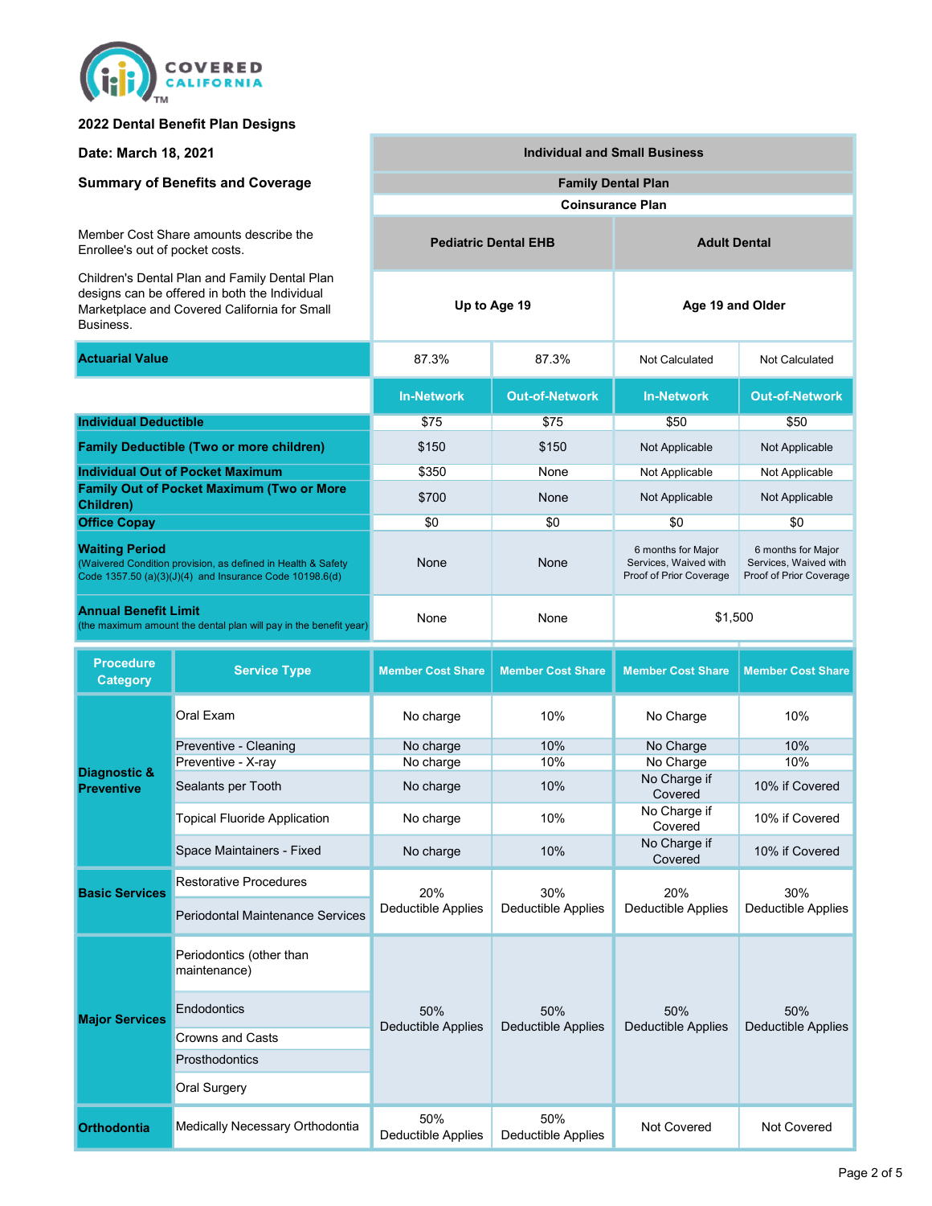**2022 Dental Benefit Plan Designs**

**Date: March 18, 2021**

**Summary of Benefits and Coverage**

Member Cost Share amounts describe the Enrollee's out of pocket costs.

Children's Dental Plan and Family Dental Plan designs can be offered in both the Individual Marketplace and Covered California for Small Business.

| | | Individual and Small Business | | | |
|---|---|---|---|---|---|
| | | Family Dental Plan | | | |
| | | Coinsurance Plan | | | |
| | | Pediatric Dental EHB | | Adult Dental | |
| | | Up to Age 19 | | Age 19 and Older | |
| **Actuarial Value** | | 87.3% | 87.3% | Not Calculated | Not Calculated |
| | | In-Network | Out-of-Network | In-Network | Out-of-Network |
| **Individual Deductible** | | $75 | $75 | $50 | $50 |
| **Family Deductible (Two or more children)** | | $150 | $150 | Not Applicable | Not Applicable |
| **Individual Out of Pocket Maximum** | | $350 | None | Not Applicable | Not Applicable |
| **Family Out of Pocket Maximum (Two or More Children)** | | $700 | None | Not Applicable | Not Applicable |
| **Office Copay** | | $0 | $0 | $0 | $0 |
| **Waiting Period** (Waivered Condition provision, as defined in Health & Safety Code 1357.50 (a)(3)(J)(4) and Insurance Code 10198.6(d) | | None | None | 6 months for Major Services, Waived with Proof of Prior Coverage | 6 months for Major Services, Waived with Proof of Prior Coverage |
| **Annual Benefit Limit** (the maximum amount the dental plan will pay in the benefit year) | | None | None | $1,500 | |
| **Procedure Category** | **Service Type** | **Member Cost Share** | **Member Cost Share** | **Member Cost Share** | **Member Cost Share** |
| **Diagnostic & Preventive** | Oral Exam | No charge | 10% | No Charge | 10% |
| | Preventive - Cleaning | No charge | 10% | No Charge | 10% |
| | Preventive - X-ray | No charge | 10% | No Charge | 10% |
| | Sealants per Tooth | No charge | 10% | No Charge if Covered | 10% if Covered |
| | Topical Fluoride Application | No charge | 10% | No Charge if Covered | 10% if Covered |
| | Space Maintainers - Fixed | No charge | 10% | No Charge if Covered | 10% if Covered |
| **Basic Services** | Restorative Procedures | 20% Deductible Applies | 30% Deductible Applies | 20% Deductible Applies | 30% Deductible Applies |
| | Periodontal Maintenance Services | | | | |
| **Major Services** | Periodontics (other than maintenance) | 50% Deductible Applies | 50% Deductible Applies | 50% Deductible Applies | 50% Deductible Applies |
| | Endodontics | | | | |
| | Crowns and Casts | | | | |
| | Prosthodontics | | | | |
| | Oral Surgery | | | | |
| **Orthodontia** | Medically Necessary Orthodontia | 50% Deductible Applies | 50% Deductible Applies | Not Covered | Not Covered |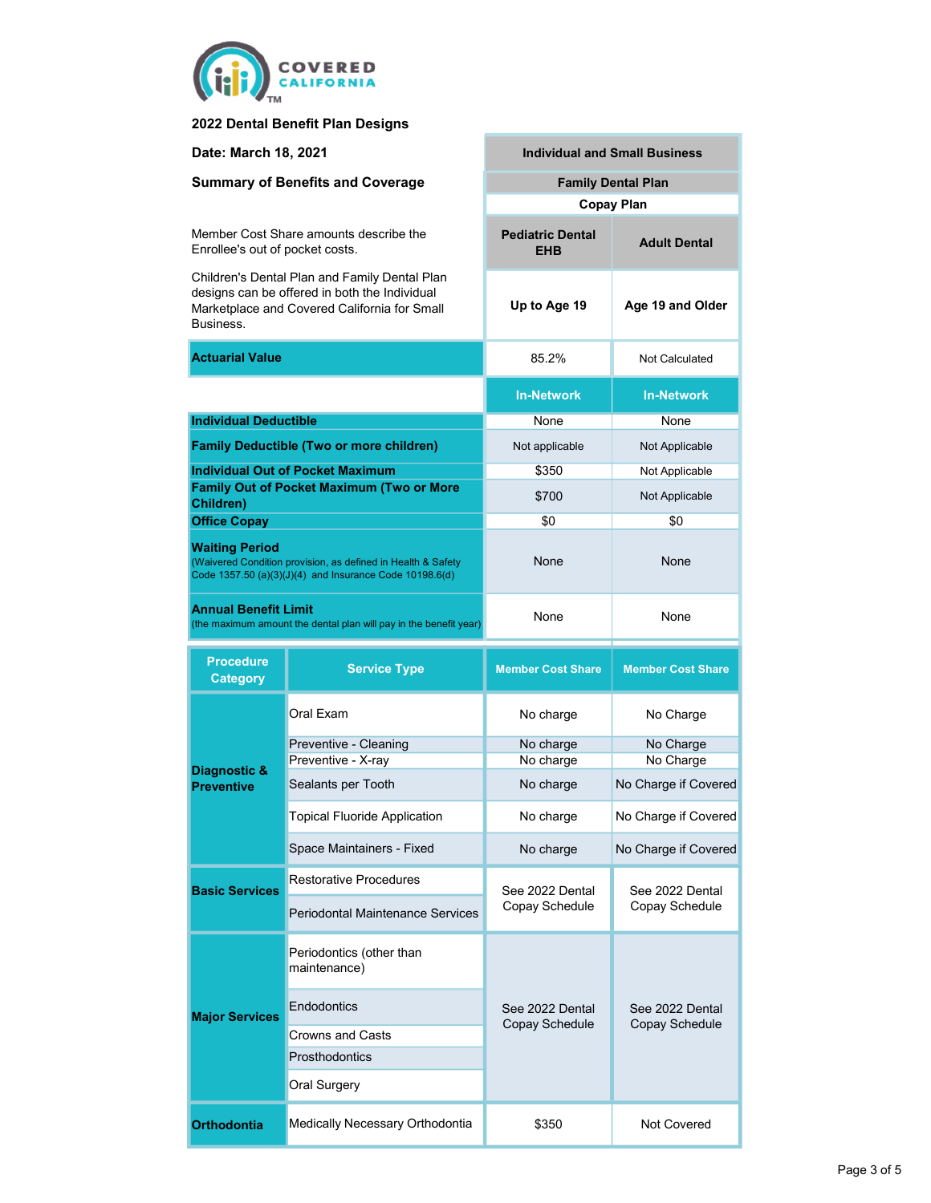COVERED CALIFORNIA™

**2022 Dental Benefit Plan Designs**

**Date: March 18, 2021**

**Summary of Benefits and Coverage**

Member Cost Share amounts describe the Enrollee's out of pocket costs.

Children's Dental Plan and Family Dental Plan designs can be offered in both the Individual Marketplace and Covered California for Small Business.

| | | Individual and Small Business | |
|---|---|---|---|
| | | Family Dental Plan | |
| | | Copay Plan | |
| | | Pediatric Dental EHB | Adult Dental |
| | | Up to Age 19 | Age 19 and Older |
| **Actuarial Value** | | 85.2% | Not Calculated |
| | | In-Network | In-Network |
| **Individual Deductible** | | None | None |
| **Family Deductible (Two or more children)** | | Not applicable | Not Applicable |
| **Individual Out of Pocket Maximum** | | $350 | Not Applicable |
| **Family Out of Pocket Maximum (Two or More Children)** | | $700 | Not Applicable |
| **Office Copay** | | $0 | $0 |
| **Waiting Period** (Waivered Condition provision, as defined in Health & Safety Code 1357.50 (a)(3)(J)(4) and Insurance Code 10198.6(d) | | None | None |
| **Annual Benefit Limit** (the maximum amount the dental plan will pay in the benefit year) | | None | None |
| **Procedure Category** | **Service Type** | **Member Cost Share** | **Member Cost Share** |
| **Diagnostic & Preventive** | Oral Exam | No charge | No Charge |
| | Preventive - Cleaning | No charge | No Charge |
| | Preventive - X-ray | No charge | No Charge |
| | Sealants per Tooth | No charge | No Charge if Covered |
| | Topical Fluoride Application | No charge | No Charge if Covered |
| | Space Maintainers - Fixed | No charge | No Charge if Covered |
| **Basic Services** | Restorative Procedures | See 2022 Dental Copay Schedule | See 2022 Dental Copay Schedule |
| | Periodontal Maintenance Services | | |
| **Major Services** | Periodontics (other than maintenance) | See 2022 Dental Copay Schedule | See 2022 Dental Copay Schedule |
| | Endodontics | | |
| | Crowns and Casts | | |
| | Prosthodontics | | |
| | Oral Surgery | | |
| **Orthodontia** | Medically Necessary Orthodontia | $350 | Not Covered |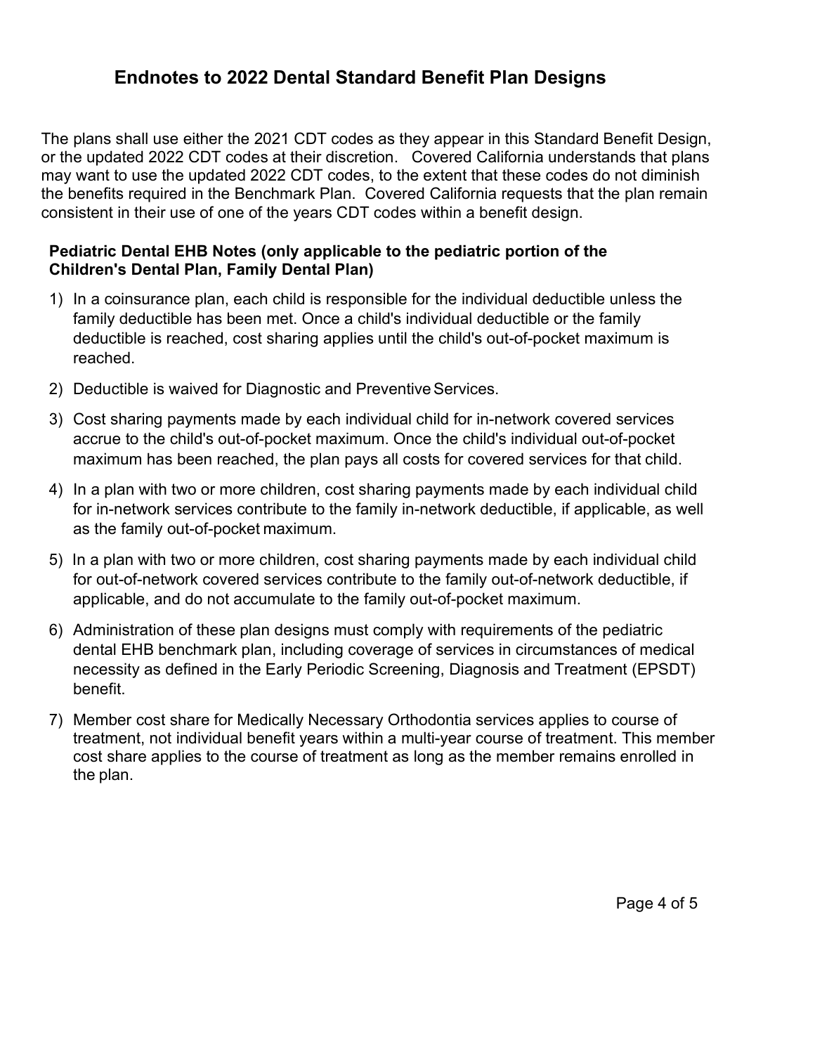# Endnotes to 2022 Dental Standard Benefit Plan Designs

The plans shall use either the 2021 CDT codes as they appear in this Standard Benefit Design, or the updated 2022 CDT codes at their discretion. Covered California understands that plans may want to use the updated 2022 CDT codes, to the extent that these codes do not diminish the benefits required in the Benchmark Plan. Covered California requests that the plan remain consistent in their use of one of the years CDT codes within a benefit design.

**Pediatric Dental EHB Notes (only applicable to the pediatric portion of the Children's Dental Plan, Family Dental Plan)**

1) In a coinsurance plan, each child is responsible for the individual deductible unless the family deductible has been met. Once a child's individual deductible or the family deductible is reached, cost sharing applies until the child's out-of-pocket maximum is reached.
2) Deductible is waived for Diagnostic and Preventive Services.
3) Cost sharing payments made by each individual child for in-network covered services accrue to the child's out-of-pocket maximum. Once the child's individual out-of-pocket maximum has been reached, the plan pays all costs for covered services for that child.
4) In a plan with two or more children, cost sharing payments made by each individual child for in-network services contribute to the family in-network deductible, if applicable, as well as the family out-of-pocket maximum.
5) In a plan with two or more children, cost sharing payments made by each individual child for out-of-network covered services contribute to the family out-of-network deductible, if applicable, and do not accumulate to the family out-of-pocket maximum.
6) Administration of these plan designs must comply with requirements of the pediatric dental EHB benchmark plan, including coverage of services in circumstances of medical necessity as defined in the Early Periodic Screening, Diagnosis and Treatment (EPSDT) benefit.
7) Member cost share for Medically Necessary Orthodontia services applies to course of treatment, not individual benefit years within a multi-year course of treatment. This member cost share applies to the course of treatment as long as the member remains enrolled in the plan.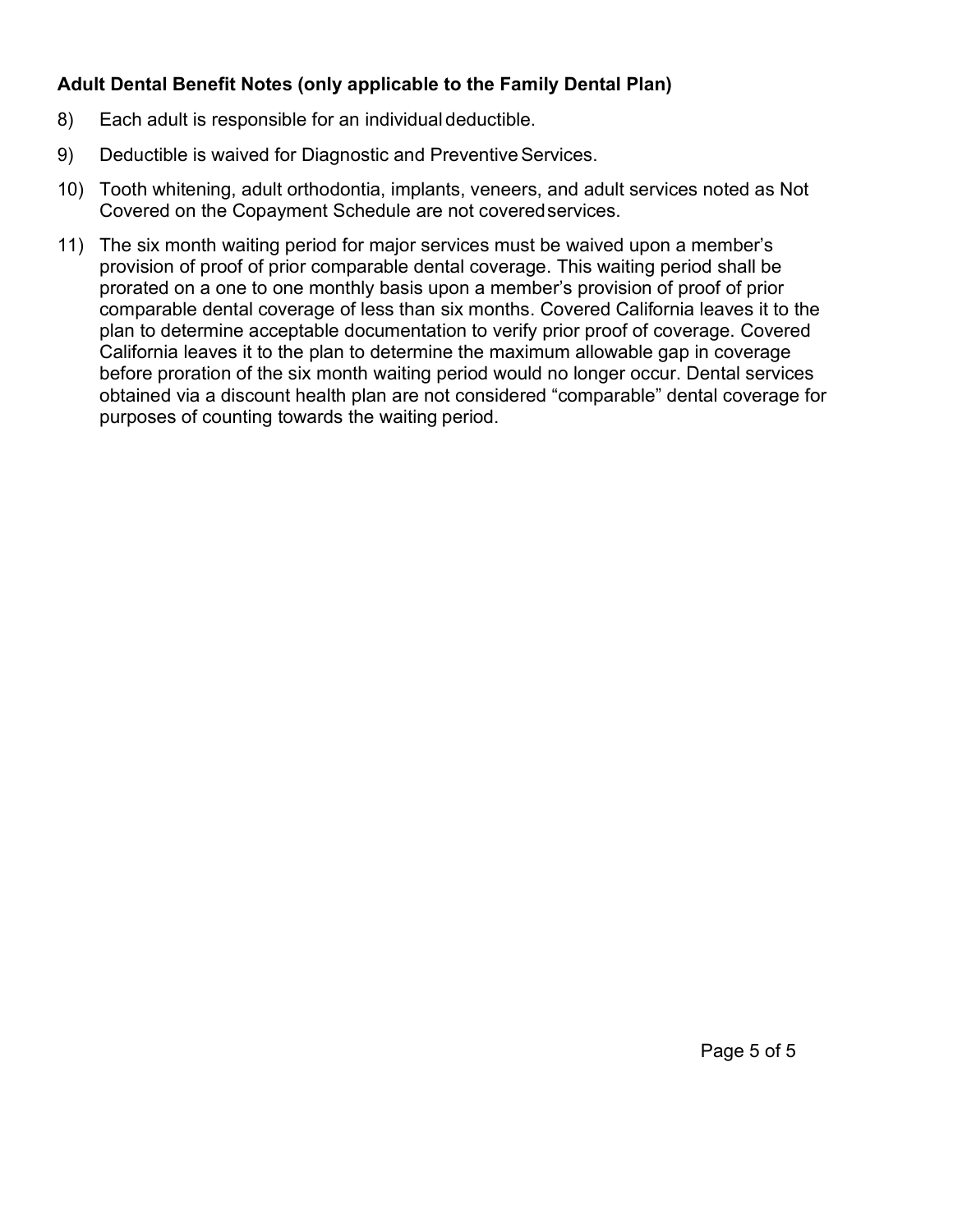**Adult Dental Benefit Notes (only applicable to the Family Dental Plan)**

8) Each adult is responsible for an individual deductible.

9) Deductible is waived for Diagnostic and Preventive Services.

10) Tooth whitening, adult orthodontia, implants, veneers, and adult services noted as Not Covered on the Copayment Schedule are not covered services.

11) The six month waiting period for major services must be waived upon a member's provision of proof of prior comparable dental coverage. This waiting period shall be prorated on a one to one monthly basis upon a member's provision of proof of prior comparable dental coverage of less than six months. Covered California leaves it to the plan to determine acceptable documentation to verify prior proof of coverage. Covered California leaves it to the plan to determine the maximum allowable gap in coverage before proration of the six month waiting period would no longer occur. Dental services obtained via a discount health plan are not considered "comparable" dental coverage for purposes of counting towards the waiting period.